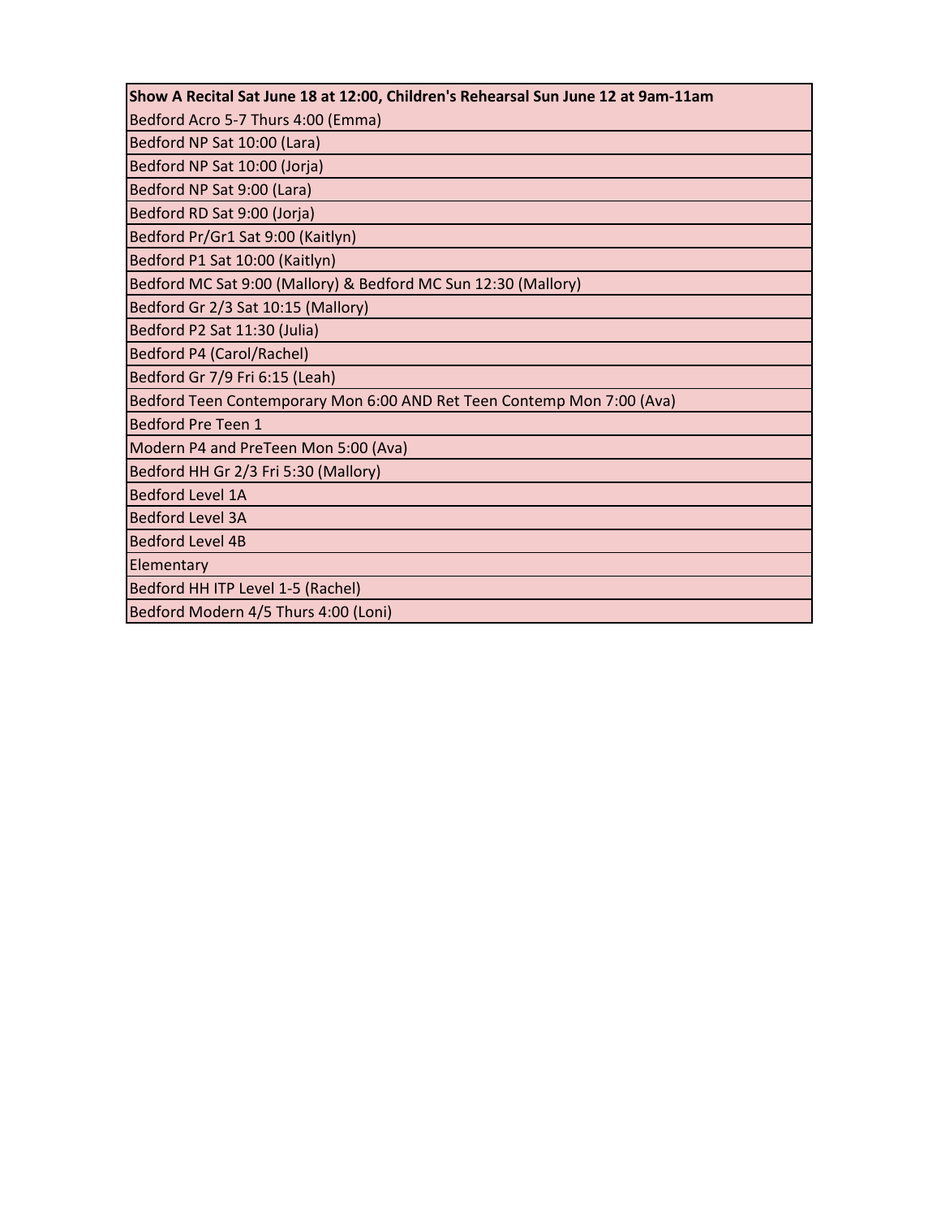| Show A Recital Sat June 18 at 12:00, Children's Rehearsal Sun June 12 at 9am-11am |
|---|
| Bedford Acro 5-7 Thurs 4:00 (Emma) |
| Bedford NP Sat 10:00 (Lara) |
| Bedford NP Sat 10:00 (Jorja) |
| Bedford NP Sat 9:00 (Lara) |
| Bedford RD Sat 9:00 (Jorja) |
| Bedford Pr/Gr1 Sat 9:00 (Kaitlyn) |
| Bedford P1 Sat 10:00 (Kaitlyn) |
| Bedford MC Sat 9:00 (Mallory) & Bedford MC Sun 12:30 (Mallory) |
| Bedford Gr 2/3 Sat 10:15 (Mallory) |
| Bedford P2 Sat 11:30 (Julia) |
| Bedford P4 (Carol/Rachel) |
| Bedford Gr 7/9 Fri 6:15 (Leah) |
| Bedford Teen Contemporary Mon 6:00 AND Ret Teen Contemp Mon 7:00 (Ava) |
| Bedford Pre Teen 1 |
| Modern P4 and PreTeen Mon 5:00 (Ava) |
| Bedford HH Gr 2/3 Fri 5:30 (Mallory) |
| Bedford Level 1A |
| Bedford Level 3A |
| Bedford Level 4B |
| Elementary |
| Bedford HH ITP Level 1-5 (Rachel) |
| Bedford Modern 4/5 Thurs 4:00 (Loni) |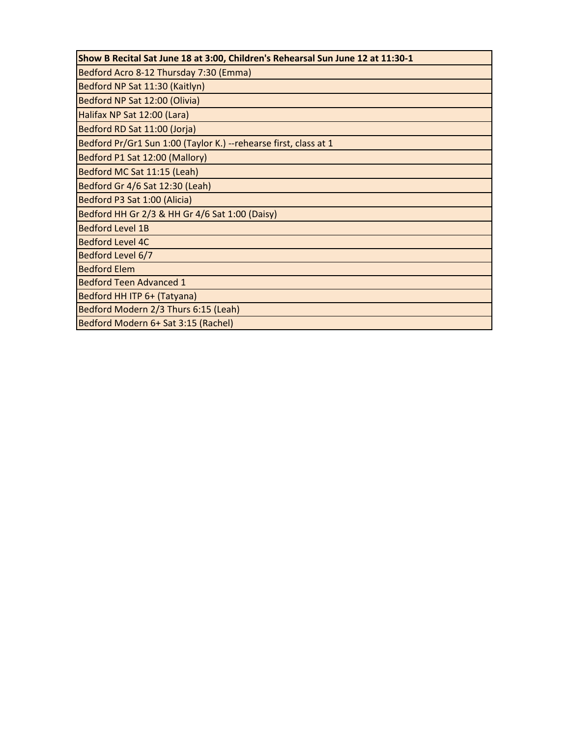| Show B Recital Sat June 18 at 3:00, Children's Rehearsal Sun June 12 at 11:30-1 |
| --- |
| Bedford Acro 8-12 Thursday 7:30 (Emma) |
| Bedford NP Sat 11:30 (Kaitlyn) |
| Bedford NP Sat 12:00 (Olivia) |
| Halifax NP Sat 12:00 (Lara) |
| Bedford RD Sat 11:00 (Jorja) |
| Bedford Pr/Gr1 Sun 1:00 (Taylor K.) --rehearse first, class at 1 |
| Bedford P1 Sat 12:00 (Mallory) |
| Bedford MC Sat 11:15 (Leah) |
| Bedford Gr 4/6 Sat 12:30 (Leah) |
| Bedford P3 Sat 1:00 (Alicia) |
| Bedford HH Gr 2/3 & HH Gr 4/6 Sat 1:00 (Daisy) |
| Bedford Level 1B |
| Bedford Level 4C |
| Bedford Level 6/7 |
| Bedford Elem |
| Bedford Teen Advanced 1 |
| Bedford HH ITP 6+ (Tatyana) |
| Bedford Modern 2/3 Thurs 6:15 (Leah) |
| Bedford Modern 6+ Sat 3:15 (Rachel) |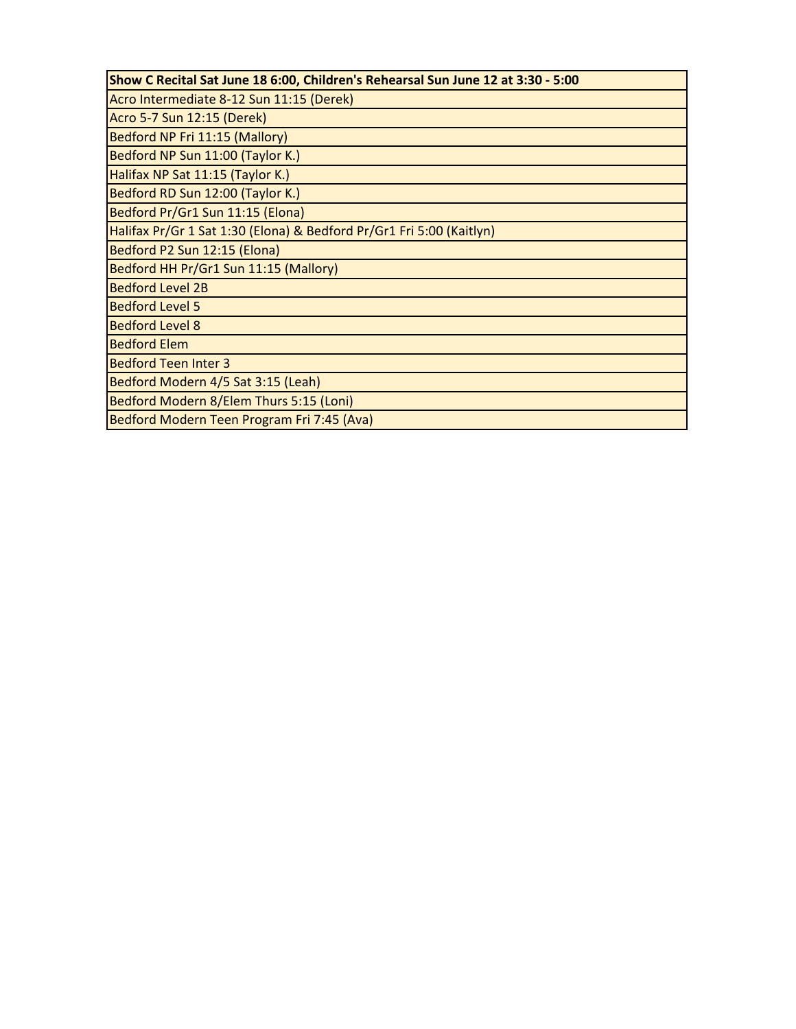| Show C Recital Sat June 18 6:00, Children's Rehearsal Sun June 12 at 3:30 - 5:00 |
| --- |
| Acro Intermediate 8-12 Sun 11:15 (Derek) |
| Acro 5-7 Sun 12:15 (Derek) |
| Bedford NP Fri 11:15 (Mallory) |
| Bedford NP Sun 11:00 (Taylor K.) |
| Halifax NP Sat 11:15 (Taylor K.) |
| Bedford RD Sun 12:00 (Taylor K.) |
| Bedford Pr/Gr1 Sun 11:15 (Elona) |
| Halifax Pr/Gr 1 Sat 1:30 (Elona) & Bedford Pr/Gr1 Fri 5:00 (Kaitlyn) |
| Bedford P2 Sun 12:15 (Elona) |
| Bedford HH Pr/Gr1 Sun 11:15 (Mallory) |
| Bedford Level 2B |
| Bedford Level 5 |
| Bedford Level 8 |
| Bedford Elem |
| Bedford Teen Inter 3 |
| Bedford Modern 4/5 Sat 3:15 (Leah) |
| Bedford Modern 8/Elem Thurs 5:15 (Loni) |
| Bedford Modern Teen Program Fri 7:45 (Ava) |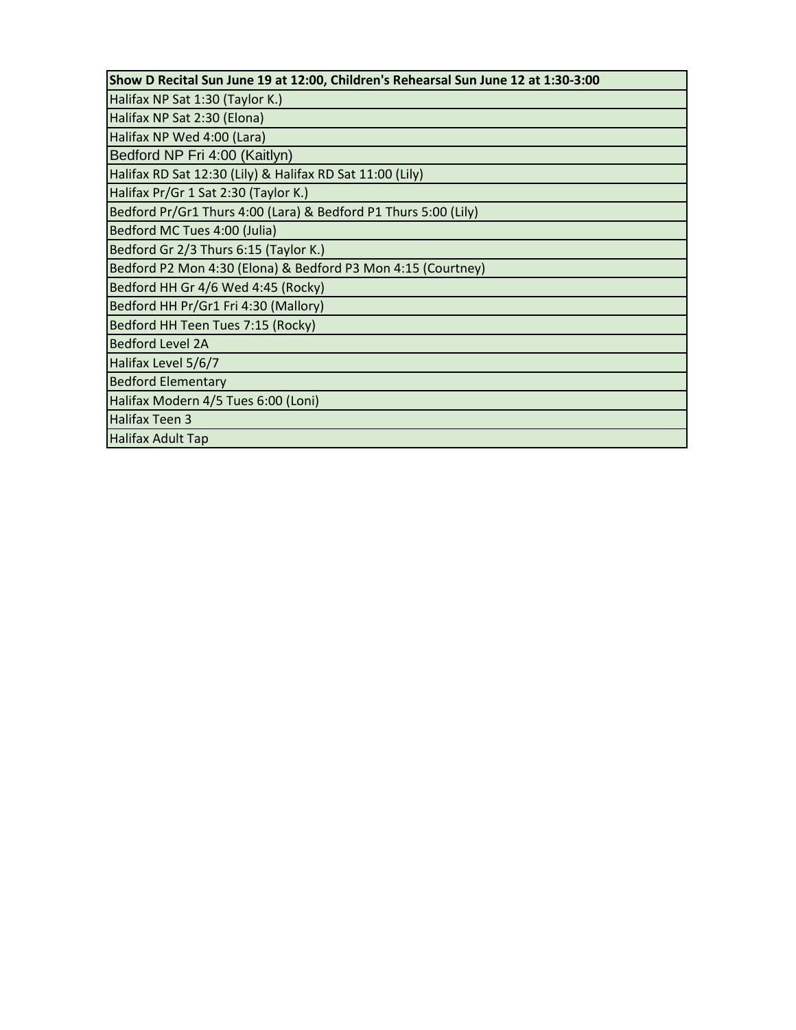| Show D Recital Sun June 19 at 12:00, Children's Rehearsal Sun June 12 at 1:30-3:00 |
|---|
| Halifax NP Sat 1:30 (Taylor K.) |
| Halifax NP Sat 2:30 (Elona) |
| Halifax NP Wed 4:00 (Lara) |
| Bedford NP Fri 4:00 (Kaitlyn) |
| Halifax RD Sat 12:30 (Lily) & Halifax RD Sat 11:00 (Lily) |
| Halifax Pr/Gr 1 Sat 2:30 (Taylor K.) |
| Bedford Pr/Gr1 Thurs 4:00 (Lara) & Bedford P1 Thurs 5:00 (Lily) |
| Bedford MC Tues 4:00 (Julia) |
| Bedford Gr 2/3 Thurs 6:15 (Taylor K.) |
| Bedford P2 Mon 4:30 (Elona) & Bedford P3 Mon 4:15 (Courtney) |
| Bedford HH Gr 4/6 Wed 4:45 (Rocky) |
| Bedford HH Pr/Gr1 Fri 4:30 (Mallory) |
| Bedford HH Teen Tues 7:15 (Rocky) |
| Bedford Level 2A |
| Halifax Level 5/6/7 |
| Bedford Elementary |
| Halifax Modern 4/5 Tues 6:00 (Loni) |
| Halifax Teen 3 |
| Halifax Adult Tap |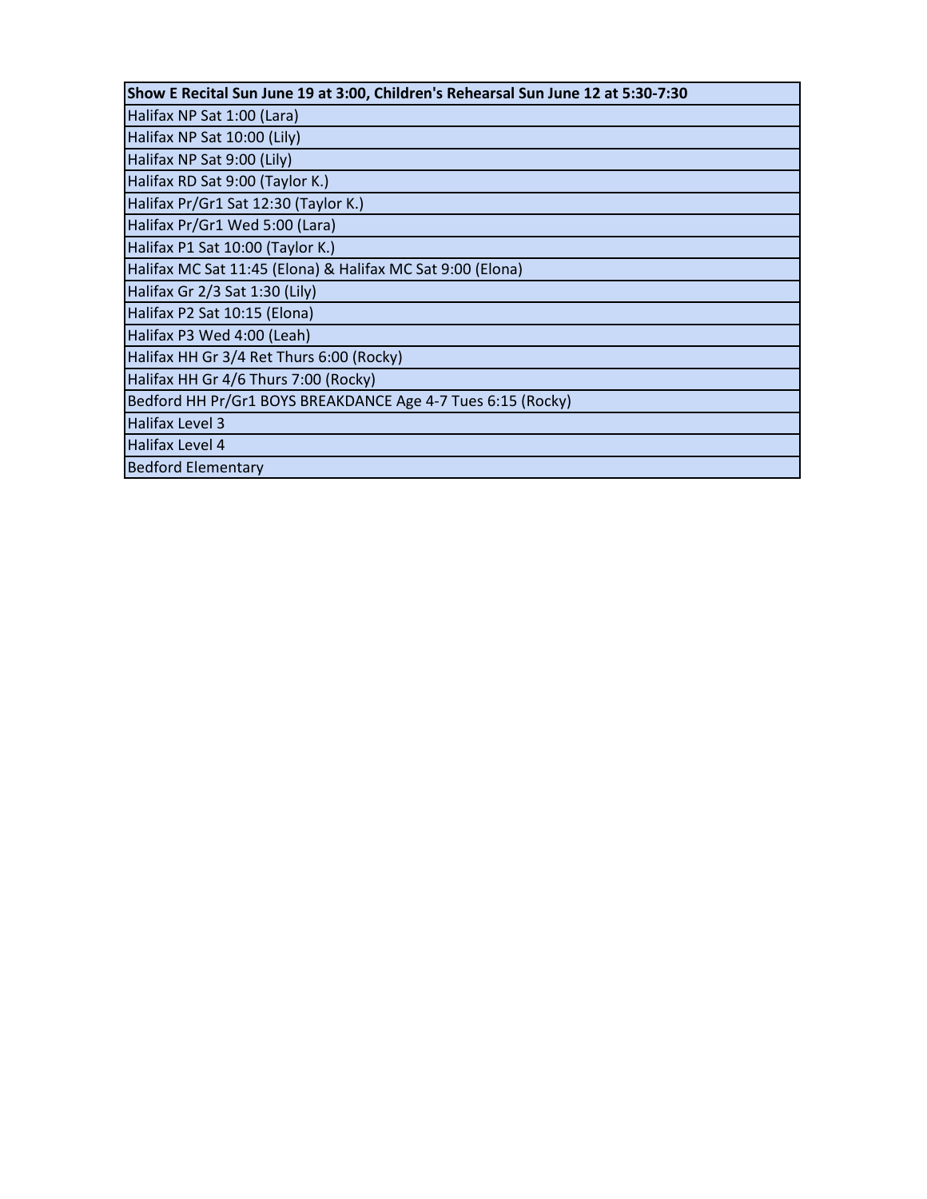| Show E Recital Sun June 19 at 3:00, Children's Rehearsal Sun June 12 at 5:30-7:30 |
| --- |
| Halifax NP Sat 1:00 (Lara) |
| Halifax NP Sat 10:00 (Lily) |
| Halifax NP Sat 9:00 (Lily) |
| Halifax RD Sat 9:00 (Taylor K.) |
| Halifax Pr/Gr1 Sat 12:30 (Taylor K.) |
| Halifax Pr/Gr1 Wed 5:00 (Lara) |
| Halifax P1 Sat 10:00 (Taylor K.) |
| Halifax MC Sat 11:45 (Elona) & Halifax MC Sat 9:00 (Elona) |
| Halifax Gr 2/3 Sat 1:30 (Lily) |
| Halifax P2 Sat 10:15 (Elona) |
| Halifax P3 Wed 4:00 (Leah) |
| Halifax HH Gr 3/4 Ret Thurs 6:00 (Rocky) |
| Halifax HH Gr 4/6 Thurs 7:00 (Rocky) |
| Bedford HH Pr/Gr1 BOYS BREAKDANCE Age 4-7 Tues 6:15 (Rocky) |
| Halifax Level 3 |
| Halifax Level 4 |
| Bedford Elementary |